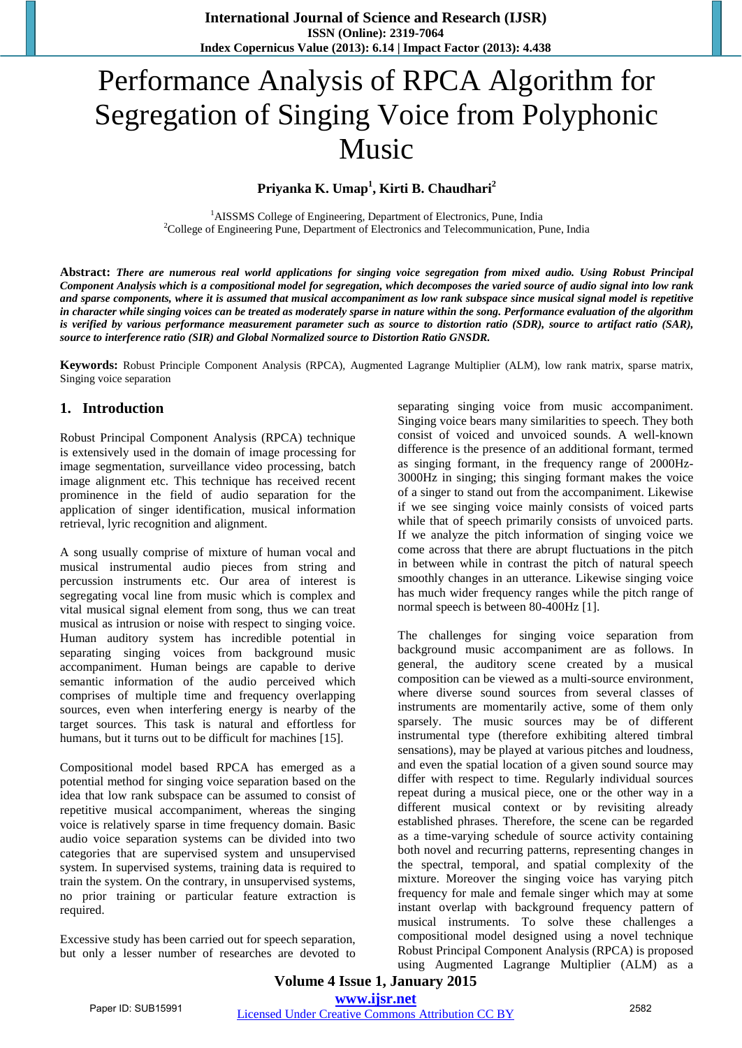# Performance Analysis of RPCA Algorithm for Segregation of Singing Voice from Polyphonic Music

**Priyanka K. Umap[1], Kirti B. Chaudhari[2]**

[1]AISSMS College of Engineering, Department of Electronics, Pune, India
[2]College of Engineering Pune, Department of Electronics and Telecommunication, Pune, India

**Abstract:** ***There are numerous real world applications for singing voice segregation from mixed audio. Using Robust Principal Component Analysis which is a compositional model for segregation, which decomposes the varied source of audio signal into low rank and sparse components, where it is assumed that musical accompaniment as low rank subspace since musical signal model is repetitive in character while singing voices can be treated as moderately sparse in nature within the song. Performance evaluation of the algorithm is verified by various performance measurement parameter such as source to distortion ratio (SDR), source to artifact ratio (SAR), source to interference ratio (SIR) and Global Normalized source to Distortion Ratio GNSDR.***

**Keywords:** Robust Principle Component Analysis (RPCA), Augmented Lagrange Multiplier (ALM), low rank matrix, sparse matrix, Singing voice separation

## 1. Introduction

Robust Principal Component Analysis (RPCA) technique is extensively used in the domain of image processing for image segmentation, surveillance video processing, batch image alignment etc. This technique has received recent prominence in the field of audio separation for the application of singer identification, musical information retrieval, lyric recognition and alignment.

A song usually comprise of mixture of human vocal and musical instrumental audio pieces from string and percussion instruments etc. Our area of interest is segregating vocal line from music which is complex and vital musical signal element from song, thus we can treat musical as intrusion or noise with respect to singing voice. Human auditory system has incredible potential in separating singing voices from background music accompaniment. Human beings are capable to derive semantic information of the audio perceived which comprises of multiple time and frequency overlapping sources, even when interfering energy is nearby of the target sources. This task is natural and effortless for humans, but it turns out to be difficult for machines [15].

Compositional model based RPCA has emerged as a potential method for singing voice separation based on the idea that low rank subspace can be assumed to consist of repetitive musical accompaniment, whereas the singing voice is relatively sparse in time frequency domain. Basic audio voice separation systems can be divided into two categories that are supervised system and unsupervised system. In supervised systems, training data is required to train the system. On the contrary, in unsupervised systems, no prior training or particular feature extraction is required.

Excessive study has been carried out for speech separation, but only a lesser number of researches are devoted to separating singing voice from music accompaniment. Singing voice bears many similarities to speech. They both consist of voiced and unvoiced sounds. A well-known difference is the presence of an additional formant, termed as singing formant, in the frequency range of 2000Hz-3000Hz in singing; this singing formant makes the voice of a singer to stand out from the accompaniment. Likewise if we see singing voice mainly consists of voiced parts while that of speech primarily consists of unvoiced parts. If we analyze the pitch information of singing voice we come across that there are abrupt fluctuations in the pitch in between while in contrast the pitch of natural speech smoothly changes in an utterance. Likewise singing voice has much wider frequency ranges while the pitch range of normal speech is between 80-400Hz [1].

The challenges for singing voice separation from background music accompaniment are as follows. In general, the auditory scene created by a musical composition can be viewed as a multi-source environment, where diverse sound sources from several classes of instruments are momentarily active, some of them only sparsely. The music sources may be of different instrumental type (therefore exhibiting altered timbral sensations), may be played at various pitches and loudness, and even the spatial location of a given sound source may differ with respect to time. Regularly individual sources repeat during a musical piece, one or the other way in a different musical context or by revisiting already established phrases. Therefore, the scene can be regarded as a time-varying schedule of source activity containing both novel and recurring patterns, representing changes in the spectral, temporal, and spatial complexity of the mixture. Moreover the singing voice has varying pitch frequency for male and female singer which may at some instant overlap with background frequency pattern of musical instruments. To solve these challenges a compositional model designed using a novel technique Robust Principal Component Analysis (RPCA) is proposed using Augmented Lagrange Multiplier (ALM) as a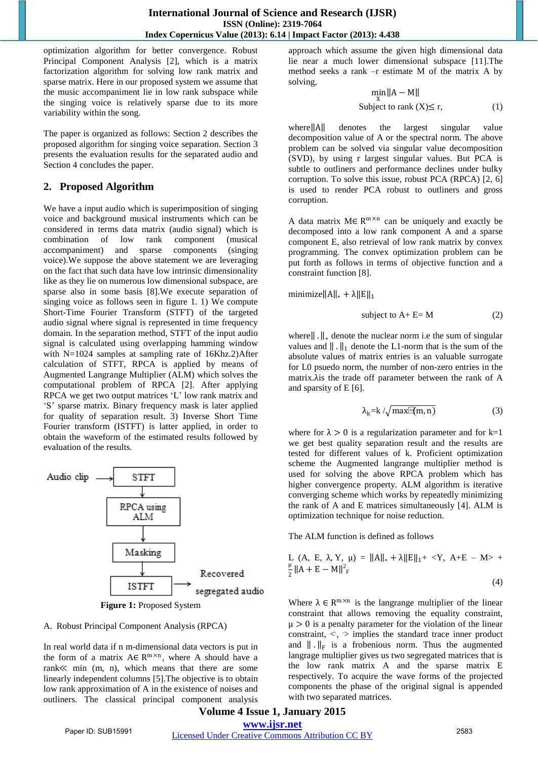optimization algorithm for better convergence. Robust Principal Component Analysis [2], which is a matrix factorization algorithm for solving low rank matrix and sparse matrix. Here in our proposed system we assume that the music accompaniment lie in low rank subspace while the singing voice is relatively sparse due to its more variability within the song.

The paper is organized as follows: Section 2 describes the proposed algorithm for singing voice separation. Section 3 presents the evaluation results for the separated audio and Section 4 concludes the paper.

## 2. Proposed Algorithm

We have a input audio which is superimposition of singing voice and background musical instruments which can be considered in terms data matrix (audio signal) which is combination of low rank component (musical accompaniment) and sparse components (singing voice).We suppose the above statement we are leveraging on the fact that such data have low intrinsic dimensionality like as they lie on numerous low dimensional subspace, are sparse also in some basis [8].We execute separation of singing voice as follows seen in figure 1. 1) We compute Short-Time Fourier Transform (STFT) of the targeted audio signal where signal is represented in time frequency domain. In the separation method, STFT of the input audio signal is calculated using overlapping hamming window with N=1024 samples at sampling rate of 16Khz.2)After calculation of STFT, RPCA is applied by means of Augmented Langrange Multiplier (ALM) which solves the computational problem of RPCA [2]. After applying RPCA we get two output matrices 'L' low rank matrix and 'S' sparse matrix. Binary frequency mask is later applied for quality of separation result. 3) Inverse Short Time Fourier transform (ISTFT) is latter applied, in order to obtain the waveform of the estimated results followed by evaluation of the results.

Audio clip → STFT → RPCA using ALM → Masking → ISTFT → Recovered segregated audio

**Figure 1:** Proposed System

A. Robust Principal Component Analysis (RPCA)

In real world data if n m-dimensional data vectors is put in the form of a matrix A∈ $R^{m\times n}$, where A should have a rank≪ min (m, n), which means that there are some linearly independent columns [5].The objective is to obtain low rank approximation of A in the existence of noises and outliners. The classical principal component analysis approach which assume the given high dimensional data lie near a much lower dimensional subspace [11].The method seeks a rank –r estimate M of the matrix A by solving,

$$\min_{X} \|A - M\| \quad \text{Subject to rank } (X) \leq r, \qquad (1)$$

where $\|A\|$ denotes the largest singular value decomposition value of A or the spectral norm. The above problem can be solved via singular value decomposition (SVD), by using r largest singular values. But PCA is subtle to outliners and performance declines under bulky corruption. To solve this issue, robust PCA (RPCA) [2, 6] is used to render PCA robust to outliners and gross corruption.

A data matrix M∈ $R^{m\times n}$ can be uniquely and exactly be decomposed into a low rank component A and a sparse component E, also retrieval of low rank matrix by convex programming. The convex optimization problem can be put forth as follows in terms of objective function and a constraint function [8].

$$\text{minimize} \|A\|_* + \lambda\|E\|_1$$

$$\text{subject to } A + E = M \qquad (2)$$

where$\|.\|_*$ denote the nuclear norm i.e the sum of singular values and $\|.\|_1$ denote the L1-norm that is the sum of the absolute values of matrix entries is an valuable surrogate for L0 psuedo norm, the number of non-zero entries in the matrix.λis the trade off parameter between the rank of A and sparsity of E [6].

$$\lambda_k = k / \sqrt{\max(m, n)} \qquad (3)$$

where for $\lambda > 0$ is a regularization parameter and for k=1 we get best quality separation result and the results are tested for different values of k. Proficient optimization scheme the Augmented langrange multiplier method is used for solving the above RPCA problem which has higher convergence property. ALM algorithm is iterative converging scheme which works by repeatedly minimizing the rank of A and E matrices simultaneously [4]. ALM is optimization technique for noise reduction.

The ALM function is defined as follows

$$L\,(A,\ E,\ \lambda, Y,\ \mu) = \|A\|_* + \lambda\|E\|_1 + \langle Y,\ A+E - M\rangle + \frac{\mu}{2}\|A + E - M\|_F^2 \qquad (4)$$

Where $\lambda \in R^{m\times n}$ is the langrange multiplier of the linear constraint that allows removing the equality constraint, $\mu > 0$ is a penalty parameter for the violation of the linear constraint, <, > implies the standard trace inner product and $\|.\|_F$ is a frobenious norm. Thus the augmented langrange multiplier gives us two segregated matrices that is the low rank matrix A and the sparse matrix E respectively. To acquire the wave forms of the projected components the phase of the original signal is appended with two separated matrices.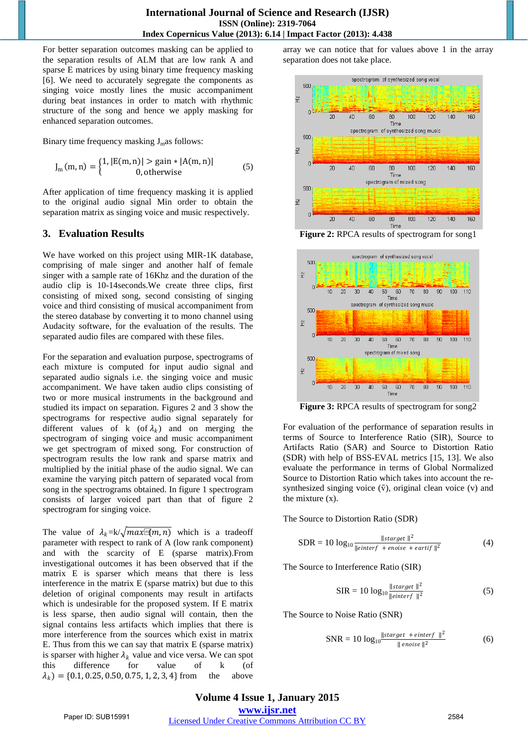For better separation outcomes masking can be applied to the separation results of ALM that are low rank A and sparse E matrices by using binary time frequency masking [6]. We need to accurately segregate the components as singing voice mostly lines the music accompaniment during beat instances in order to match with rhythmic structure of the song and hence we apply masking for enhanced separation outcomes.

Binary time frequency masking $J_m$as follows:

$$J_m(m,n) = \begin{cases} 1, |E(m,n)| > gain * |A(m,n)| \\ 0, otherwise \end{cases} \quad (5)$$

After application of time frequency masking it is applied to the original audio signal Min order to obtain the separation matrix as singing voice and music respectively.

## 3. Evaluation Results

We have worked on this project using MIR-1K database, comprising of male singer and another half of female singer with a sample rate of 16Khz and the duration of the audio clip is 10-14seconds.We create three clips, first consisting of mixed song, second consisting of singing voice and third consisting of musical accompaniment from the stereo database by converting it to mono channel using Audacity software, for the evaluation of the results. The separated audio files are compared with these files.

For the separation and evaluation purpose, spectrograms of each mixture is computed for input audio signal and separated audio signals i.e. the singing voice and music accompaniment. We have taken audio clips consisting of two or more musical instruments in the background and studied its impact on separation. Figures 2 and 3 show the spectrograms for respective audio signal separately for different values of k (of $\lambda_k$) and on merging the spectrogram of singing voice and music accompaniment we get spectrogram of mixed song. For construction of spectrogram results the low rank and sparse matrix and multiplied by the initial phase of the audio signal. We can examine the varying pitch pattern of separated vocal from song in the song1 spectrograms obtained. In figure 1 spectrogram consists of larger voiced part than that of figure 2 spectrogram for singing voice.

The value of $\lambda_k$=k/$\sqrt{max(m,n)}$ which is a tradeoff parameter with respect to rank of A (low rank component) and with the scarcity of E (sparse matrix).From investigational outcomes it has been observed that if the matrix E is sparser which means that there is less interference in the matrix E (sparse matrix) but due to this deletion of original components may result in artifacts which is undesirable for the proposed system. If E matrix is less sparse, then audio signal will contain, then the signal contains less artifacts which implies that there is more interference from the sources which exist in matrix E. Thus from this we can say that matrix E (sparse matrix) is sparser with higher $\lambda_k$ value and vice versa. We can spot this difference for value of k (of $\lambda_k$) = {0.1, 0.25, 0.50, 0.75, 1, 2, 3, 4} from the above array we can notice that for values above 1 in the array separation does not take place.

**Figure 2:** RPCA results of spectrogram for song1

**Figure 3:** RPCA results of spectrogram for song2

For evaluation of the performance of separation results in terms of Source to Interference Ratio (SIR), Source to Artifacts Ratio (SAR) and Source to Distortion Ratio (SDR) with help of BSS-EVAL metrics [15, 13]. We also evaluate the performance in terms of Global Normalized Source to Distortion Ratio which takes into account the re-synthesized singing voice ($\bar{v}$), original clean voice (v) and the mixture (x).

The Source to Distortion Ratio (SDR)

$$SDR = 10\log_{10}\frac{\|starget\|^2}{\|einterf + enoise + eartif\|^2} \quad (4)$$

The Source to Interference Ratio (SIR)

$$SIR = 10\log_{10}\frac{\|starget\|^2}{\|einterf\|^2} \quad (5)$$

The Source to Noise Ratio (SNR)

$$SNR = 10\log_{10}\frac{\|starget + einterf\|^2}{\|enoise\|^2} \quad (6)$$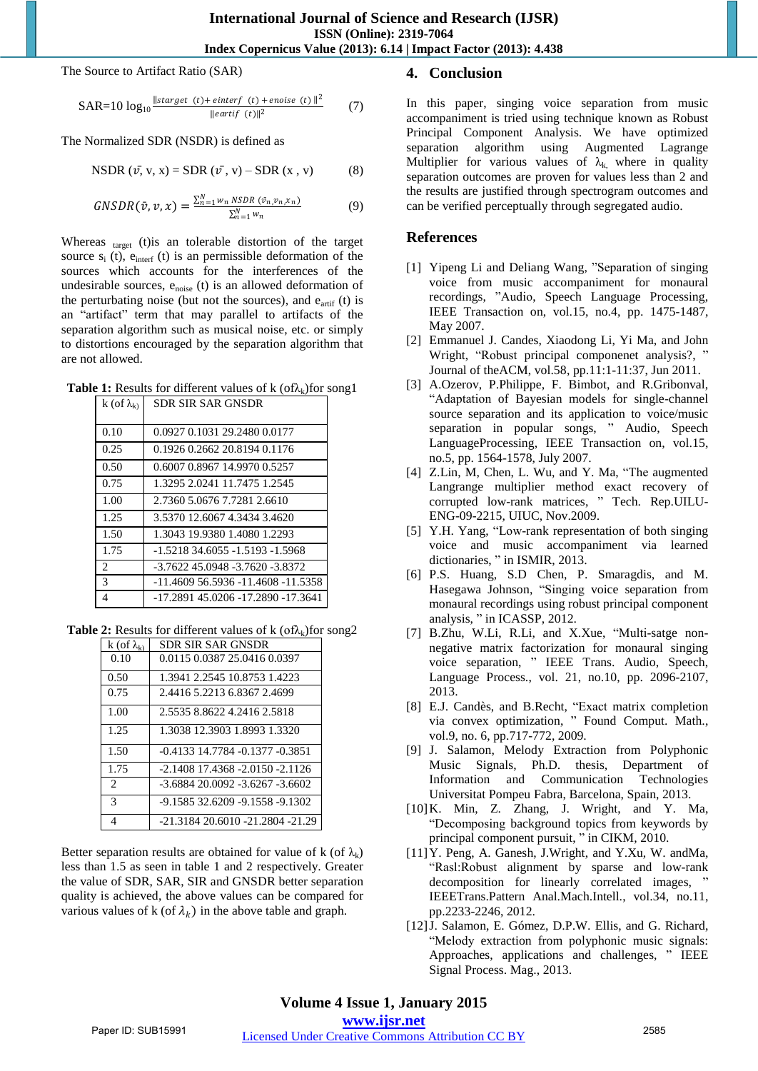The Source to Artifact Ratio (SAR)

$$\text{SAR}=10\log_{10}\frac{\|starget\ (t)+einterf\ \ (t)+enoise\ \ (t)\|^2}{\|eartif\ \ (t)\|^2} \qquad (7)$$

The Normalized SDR (NSDR) is defined as

$$\text{NSDR}(\vec{v}, \text{v}, \text{x}) = \text{SDR}(\vec{v}, \text{v}) - \text{SDR}(\text{x}, \text{v}) \qquad (8)$$

$$GNSDR(\bar{v}, v, x) = \frac{\sum_{n=1}^{N} w_n\ NSDR\ (\bar{v}_n, v_n, x_n)}{\sum_{n=1}^{N} w_n} \qquad (9)$$

Whereas $_{target}$ (t)is an tolerable distortion of the target source $s_i$ (t), $e_{interf}$ (t) is an permissible deformation of the sources which accounts for the interferences of the undesirable sources, $e_{noise}$ (t) is an allowed deformation of the perturbating noise (but not the sources), and $e_{artif}$ (t) is an "artifact" term that may parallel to artifacts of the separation algorithm such as musical noise, etc. or simply to distortions encouraged by the separation algorithm that are not allowed.

**Table 1:** Results for different values of k (of$\lambda_k$)for song1

| k (of $\lambda_k$) | SDR | SIR | SAR | GNSDR |
|---|---|---|---|---|
| 0.10 | 0.0927 | 0.1031 | 29.2480 | 0.0177 |
| 0.25 | 0.1926 | 0.2662 | 20.8194 | 0.1176 |
| 0.50 | 0.6007 | 0.8967 | 14.9970 | 0.5257 |
| 0.75 | 1.3295 | 2.0241 | 11.7475 | 1.2545 |
| 1.00 | 2.7360 | 5.0676 | 7.7281 | 2.6610 |
| 1.25 | 3.5370 | 12.6067 | 4.3434 | 3.4620 |
| 1.50 | 1.3043 | 19.9380 | 1.4080 | 1.2293 |
| 1.75 | -1.5218 | 34.6055 | -1.5193 | -1.5968 |
| 2 | -3.7622 | 45.0948 | -3.7620 | -3.8372 |
| 3 | -11.4609 | 56.5936 | -11.4608 | -11.5358 |
| 4 | -17.2891 | 45.0206 | -17.2890 | -17.3641 |

**Table 2:** Results for different values of k (of$\lambda_k$)for song2

| k (of $\lambda_k$) | SDR | SIR | SAR | GNSDR |
|---|---|---|---|---|
| 0.10 | 0.0115 | 0.0387 | 25.0416 | 0.0397 |
| 0.50 | 1.3941 | 2.2545 | 10.8753 | 1.4223 |
| 0.75 | 2.4416 | 5.2213 | 6.8367 | 2.4699 |
| 1.00 | 2.5535 | 8.8622 | 4.2416 | 2.5818 |
| 1.25 | 1.3038 | 12.3903 | 1.8993 | 1.3320 |
| 1.50 | -0.4133 | 14.7784 | -0.1377 | -0.3851 |
| 1.75 | -2.1408 | 17.4368 | -2.0150 | -2.1126 |
| 2 | -3.6884 | 20.0092 | -3.6267 | -3.6602 |
| 3 | -9.1585 | 32.6209 | -9.1558 | -9.1302 |
| 4 | -21.3184 | 20.6010 | -21.2804 | -21.29 |

Better separation results are obtained for value of k (of $\lambda_k$) less than 1.5 as seen in table 1 and 2 respectively. Greater the value of SDR, SAR, SIR and GNSDR better separation quality is achieved, the above values can be compared for various values of k (of $\lambda_k$) in the above table and graph.

## 4. Conclusion

In this paper, singing voice separation from music accompaniment is tried using technique known as Robust Principal Component Analysis. We have optimized separation algorithm using Augmented Lagrange Multiplier for various values of $\lambda_k$, where in quality separation outcomes are proven for values less than 2 and the results are justified through spectrogram outcomes and can be verified perceptually through segregated audio.

## References

[1] Yipeng Li and Deliang Wang, "Separation of singing voice from music accompaniment for monaural recordings, "Audio, Speech Language Processing, IEEE Transaction on, vol.15, no.4, pp. 1475-1487, May 2007.

[2] Emmanuel J. Candes, Xiaodong Li, Yi Ma, and John Wright, "Robust principal componenet analysis?, " Journal of theACM, vol.58, pp.11:1-11:37, Jun 2011.

[3] A.Ozerov, P.Philippe, F. Bimbot, and R.Gribonval, "Adaptation of Bayesian models for single-channel source separation and its application to voice/music separation in popular songs, " Audio, Speech LanguageProcessing, IEEE Transaction on, vol.15, no.5, pp. 1564-1578, July 2007.

[4] Z.Lin, M, Chen, L. Wu, and Y. Ma, "The augmented Langrange multiplier method exact recovery of corrupted low-rank matrices, " Tech. Rep.UILU-ENG-09-2215, UIUC, Nov.2009.

[5] Y.H. Yang, "Low-rank representation of both singing voice and music accompaniment via learned dictionaries, " in ISMIR, 2013.

[6] P.S. Huang, S.D Chen, P. Smaragdis, and M. Hasegawa Johnson, "Singing voice separation from monaural recordings using robust principal component analysis, " in ICASSP, 2012.

[7] B.Zhu, W.Li, R.Li, and X.Xue, "Multi-satge non-negative matrix factorization for monaural singing voice separation, " IEEE Trans. Audio, Speech, Language Process., vol. 21, no.10, pp. 2096-2107, 2013.

[8] E.J. Candès, and B.Recht, "Exact matrix completion via convex optimization, " Found Comput. Math., vol.9, no. 6, pp.717-772, 2009.

[9] J. Salamon, Melody Extraction from Polyphonic Music Signals, Ph.D. thesis, Department of Information and Communication Technologies Universitat Pompeu Fabra, Barcelona, Spain, 2013.

[10] K. Min, Z. Zhang, J. Wright, and Y. Ma, "Decomposing background topics from keywords by principal component pursuit, " in CIKM, 2010.

[11] Y. Peng, A. Ganesh, J.Wright, and Y.Xu, W. andMa, "Rasl:Robust alignment by sparse and low-rank decomposition for linearly correlated images, " IEEETrans.Pattern Anal.Mach.Intell., vol.34, no.11, pp.2233-2246, 2012.

[12] J. Salamon, E. Gómez, D.P.W. Ellis, and G. Richard, "Melody extraction from polyphonic music signals: Approaches, applications and challenges, " IEEE Signal Process. Mag., 2013.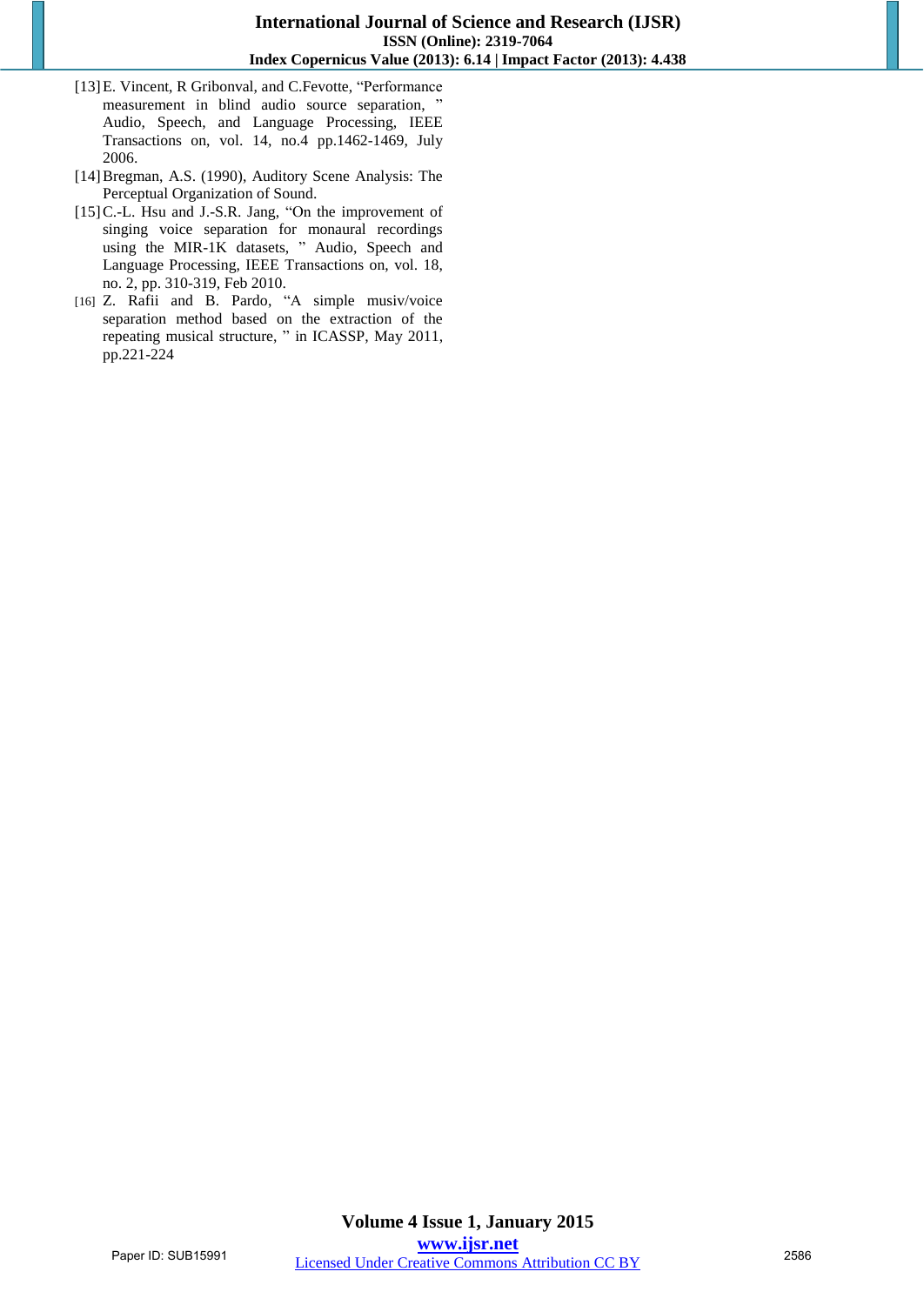[13] E. Vincent, R Gribonval, and C.Fevotte, "Performance measurement in blind audio source separation, " Audio, Speech, and Language Processing, IEEE Transactions on, vol. 14, no.4 pp.1462-1469, July 2006.

[14] Bregman, A.S. (1990), Auditory Scene Analysis: The Perceptual Organization of Sound.

[15] C.-L. Hsu and J.-S.R. Jang, "On the improvement of singing voice separation for monaural recordings using the MIR-1K datasets, " Audio, Speech and Language Processing, IEEE Transactions on, vol. 18, no. 2, pp. 310-319, Feb 2010.

[16] Z. Rafii and B. Pardo, "A simple musiv/voice separation method based on the extraction of the repeating musical structure, " in ICASSP, May 2011, pp.221-224